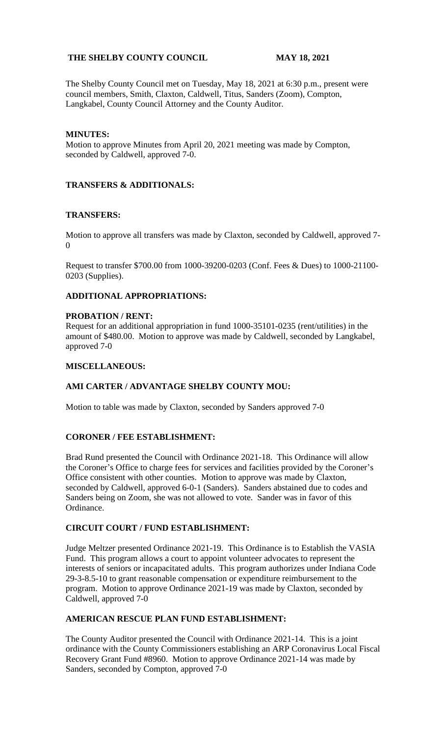**THE SHELBY COUNTY COUNCIL MAY 18, 2021**

The Shelby County Council met on Tuesday, May 18, 2021 at 6:30 p.m., present were council members, Smith, Claxton, Caldwell, Titus, Sanders (Zoom), Compton, Langkabel, County Council Attorney and the County Auditor.

**MINUTES:**

Motion to approve Minutes from April 20, 2021 meeting was made by Compton, seconded by Caldwell, approved 7-0.

**TRANSFERS & ADDITIONALS:**

**TRANSFERS:**

Motion to approve all transfers was made by Claxton, seconded by Caldwell, approved 7-0

Request to transfer $700.00 from 1000-39200-0203 (Conf. Fees & Dues) to 1000-21100-0203 (Supplies).

**ADDITIONAL APPROPRIATIONS:**

**PROBATION / RENT:**

Request for an additional appropriation in fund 1000-35101-0235 (rent/utilities) in the amount of $480.00. Motion to approve was made by Caldwell, seconded by Langkabel, approved 7-0

**MISCELLANEOUS:**

**AMI CARTER / ADVANTAGE SHELBY COUNTY MOU:**

Motion to table was made by Claxton, seconded by Sanders approved 7-0

**CORONER / FEE ESTABLISHMENT:**

Brad Rund presented the Council with Ordinance 2021-18. This Ordinance will allow the Coroner's Office to charge fees for services and facilities provided by the Coroner's Office consistent with other counties. Motion to approve was made by Claxton, seconded by Caldwell, approved 6-0-1 (Sanders). Sanders abstained due to codes and Sanders being on Zoom, she was not allowed to vote. Sander was in favor of this Ordinance.

**CIRCUIT COURT / FUND ESTABLISHMENT:**

Judge Meltzer presented Ordinance 2021-19. This Ordinance is to Establish the VASIA Fund. This program allows a court to appoint volunteer advocates to represent the interests of seniors or incapacitated adults. This program authorizes under Indiana Code 29-3-8.5-10 to grant reasonable compensation or expenditure reimbursement to the program. Motion to approve Ordinance 2021-19 was made by Claxton, seconded by Caldwell, approved 7-0

**AMERICAN RESCUE PLAN FUND ESTABLISHMENT:**

The County Auditor presented the Council with Ordinance 2021-14. This is a joint ordinance with the County Commissioners establishing an ARP Coronavirus Local Fiscal Recovery Grant Fund #8960. Motion to approve Ordinance 2021-14 was made by Sanders, seconded by Compton, approved 7-0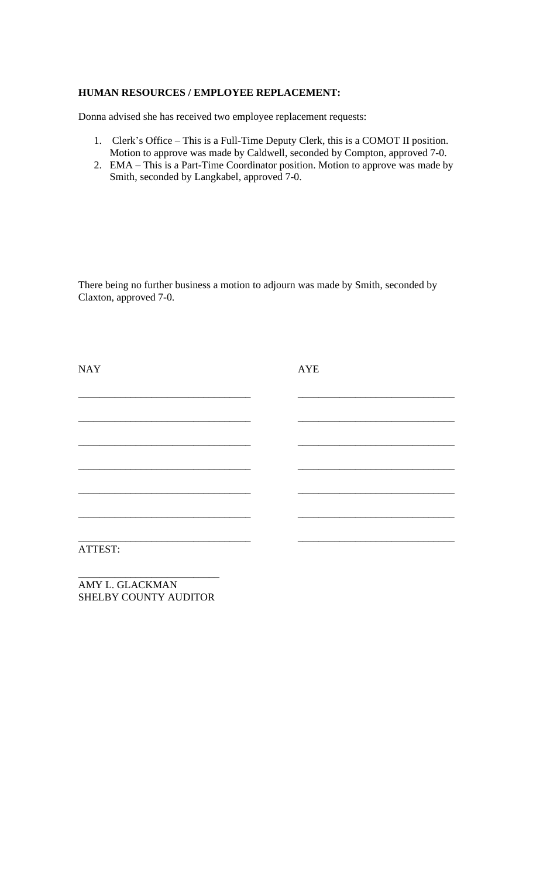**HUMAN RESOURCES / EMPLOYEE REPLACEMENT:**

Donna advised she has received two employee replacement requests:

1. Clerk's Office – This is a Full-Time Deputy Clerk, this is a COMOT II position. Motion to approve was made by Caldwell, seconded by Compton, approved 7-0.
2. EMA – This is a Part-Time Coordinator position. Motion to approve was made by Smith, seconded by Langkabel, approved 7-0.

There being no further business a motion to adjourn was made by Smith, seconded by Claxton, approved 7-0.

| NAY | AYE |
|---|---|
| ______________________________ | ______________________________ |
| ______________________________ | ______________________________ |
| ______________________________ | ______________________________ |
| ______________________________ | ______________________________ |
| ______________________________ | ______________________________ |
| ______________________________ | ______________________________ |
| ______________________________ | ______________________________ |

ATTEST:

__________________________

AMY L. GLACKMAN
SHELBY COUNTY AUDITOR